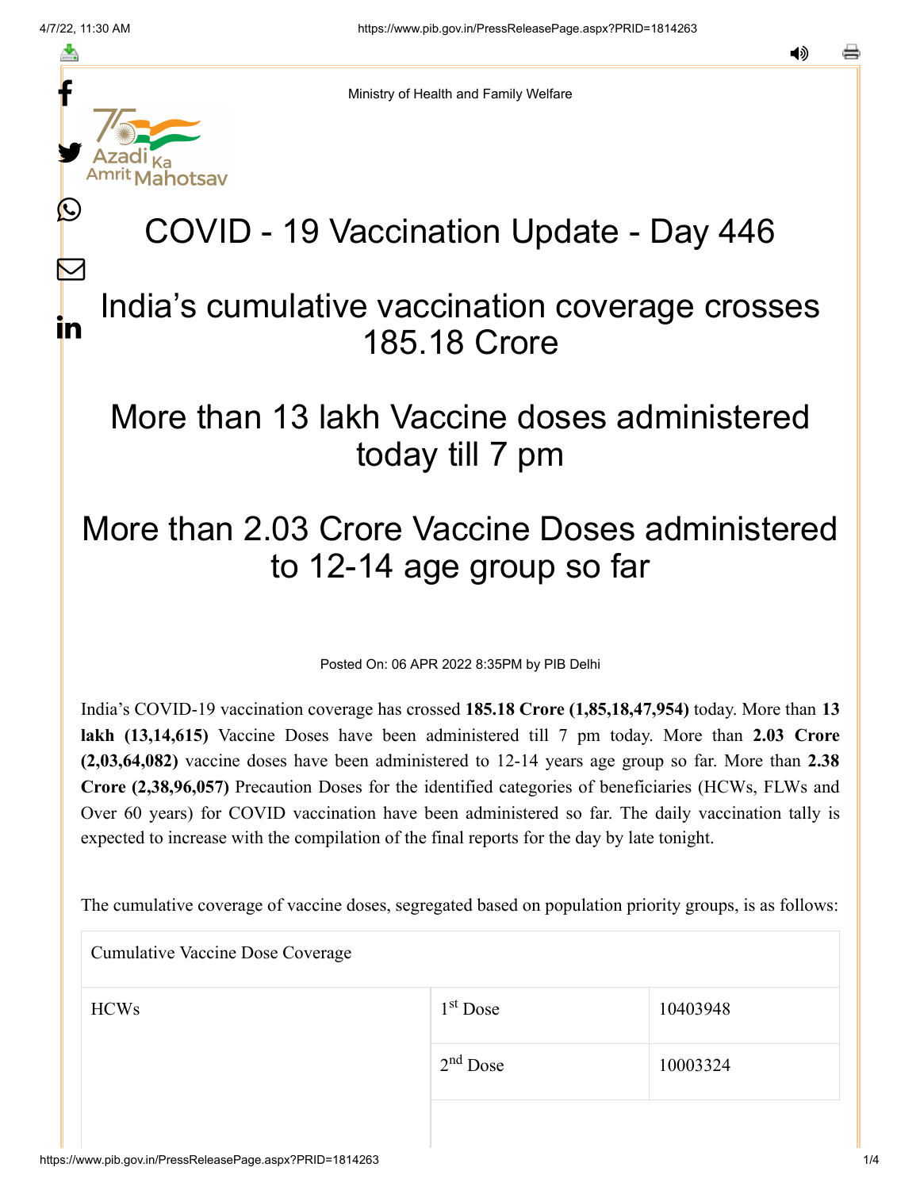Ministry of Health and Family Welfare

# COVID - 19 Vaccination Update - Day 446

## India's cumulative vaccination coverage crosses 185.18 Crore

## More than 13 lakh Vaccine doses administered today till 7 pm

## More than 2.03 Crore Vaccine Doses administered to 12-14 age group so far

Posted On: 06 APR 2022 8:35PM by PIB Delhi

India's COVID-19 vaccination coverage has crossed **185.18 Crore (1,85,18,47,954)** today. More than **13 lakh (13,14,615)** Vaccine Doses have been administered till 7 pm today. More than **2.03 Crore (2,03,64,082)** vaccine doses have been administered to 12-14 years age group so far. More than **2.38 Crore (2,38,96,057)** Precaution Doses for the identified categories of beneficiaries (HCWs, FLWs and Over 60 years) for COVID vaccination have been administered so far. The daily vaccination tally is expected to increase with the compilation of the final reports for the day by late tonight.

The cumulative coverage of vaccine doses, segregated based on population priority groups, is as follows:

| Cumulative Vaccine Dose Coverage | | |
|---|---|---|
| HCWs | 1st Dose | 10403948 |
| | 2nd Dose | 10003324 |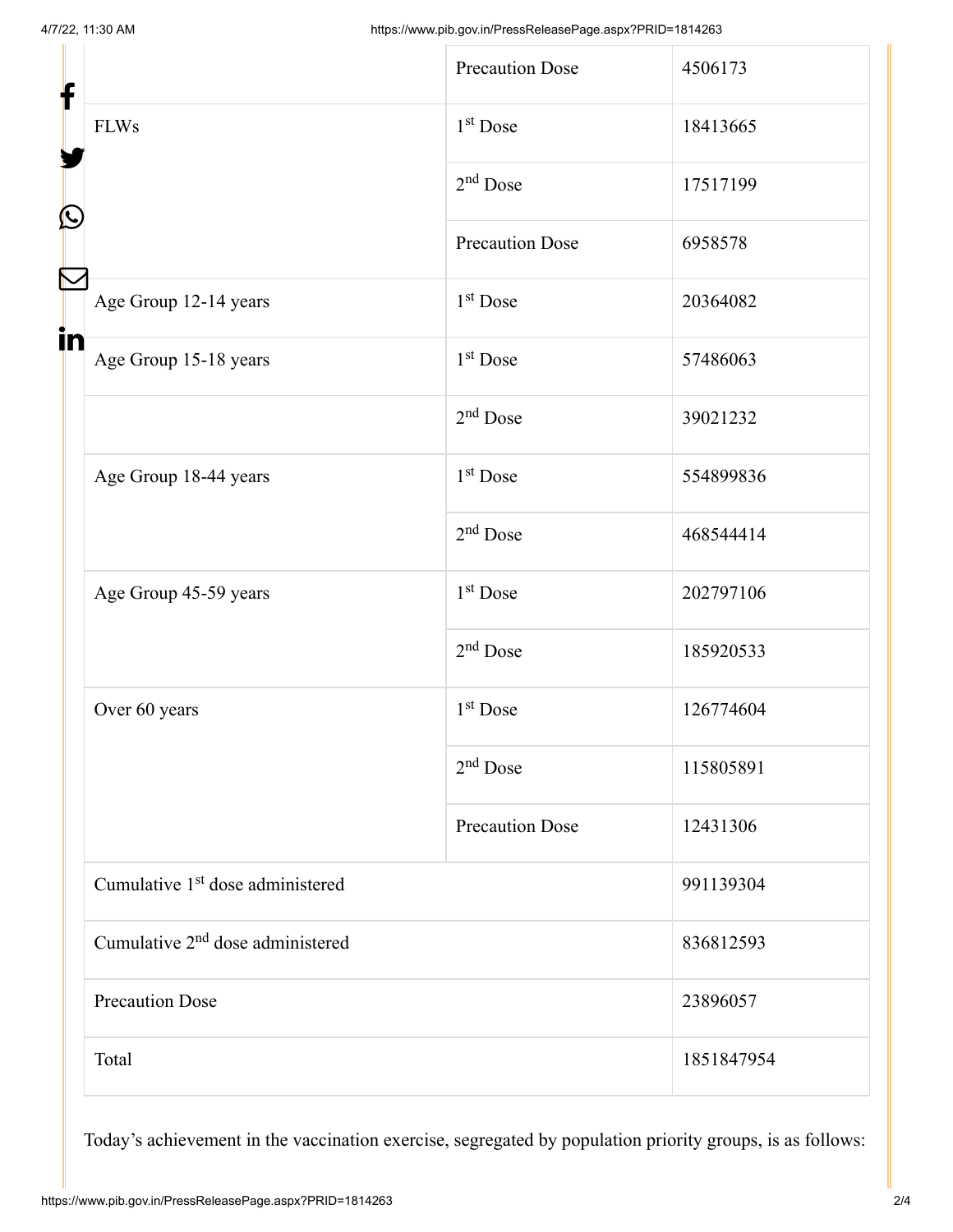| | | |
|---|---|---|
| | Precaution Dose | 4506173 |
| FLWs | 1st Dose | 18413665 |
| | 2nd Dose | 17517199 |
| | Precaution Dose | 6958578 |
| Age Group 12-14 years | 1st Dose | 20364082 |
| Age Group 15-18 years | 1st Dose | 57486063 |
| | 2nd Dose | 39021232 |
| Age Group 18-44 years | 1st Dose | 554899836 |
| | 2nd Dose | 468544414 |
| Age Group 45-59 years | 1st Dose | 202797106 |
| | 2nd Dose | 185920533 |
| Over 60 years | 1st Dose | 126774604 |
| | 2nd Dose | 115805891 |
| | Precaution Dose | 12431306 |
| Cumulative 1st dose administered | | 991139304 |
| Cumulative 2nd dose administered | | 836812593 |
| Precaution Dose | | 23896057 |
| Total | | 1851847954 |

Today's achievement in the vaccination exercise, segregated by population priority groups, is as follows: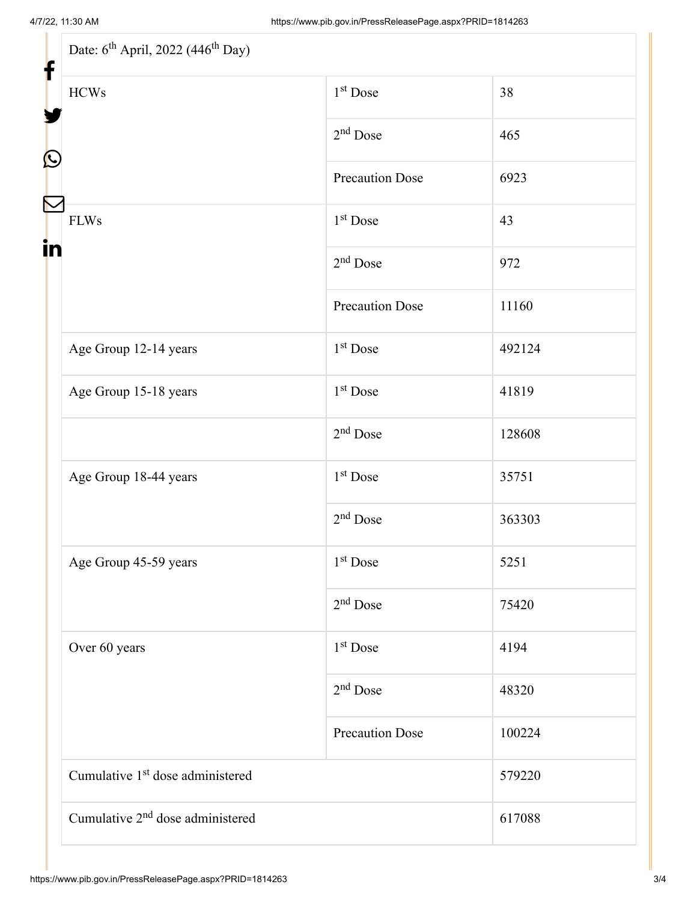| Date: 6th April, 2022 (446th Day) | | |
|---|---|---|
| HCWs | 1st Dose | 38 |
| | 2nd Dose | 465 |
| | Precaution Dose | 6923 |
| FLWs | 1st Dose | 43 |
| | 2nd Dose | 972 |
| | Precaution Dose | 11160 |
| Age Group 12-14 years | 1st Dose | 492124 |
| Age Group 15-18 years | 1st Dose | 41819 |
| | 2nd Dose | 128608 |
| Age Group 18-44 years | 1st Dose | 35751 |
| | 2nd Dose | 363303 |
| Age Group 45-59 years | 1st Dose | 5251 |
| | 2nd Dose | 75420 |
| Over 60 years | 1st Dose | 4194 |
| | 2nd Dose | 48320 |
| | Precaution Dose | 100224 |
| Cumulative 1st dose administered | | 579220 |
| Cumulative 2nd dose administered | | 617088 |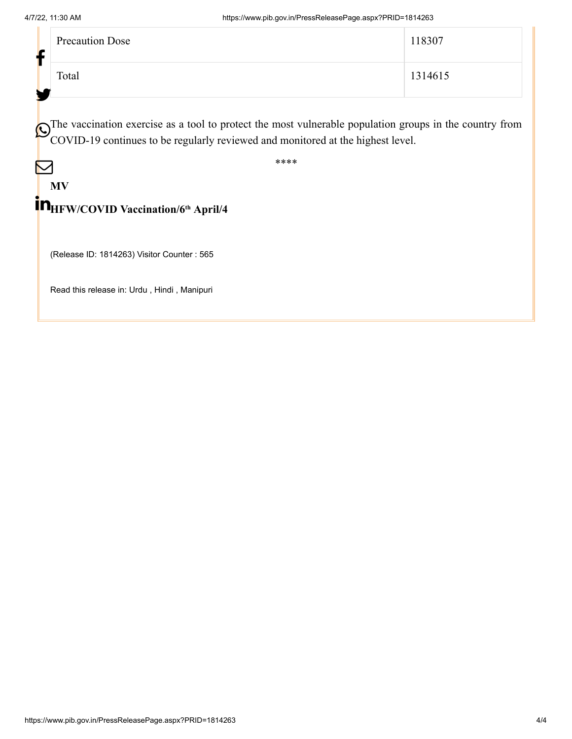| | |
|---|---|
| Precaution Dose | 118307 |
| Total | 1314615 |

The vaccination exercise as a tool to protect the most vulnerable population groups in the country from COVID-19 continues to be regularly reviewed and monitored at the highest level.

****

**MV**

**HFW/COVID Vaccination/6th April/4**

(Release ID: 1814263) Visitor Counter : 565

Read this release in: Urdu , Hindi , Manipuri